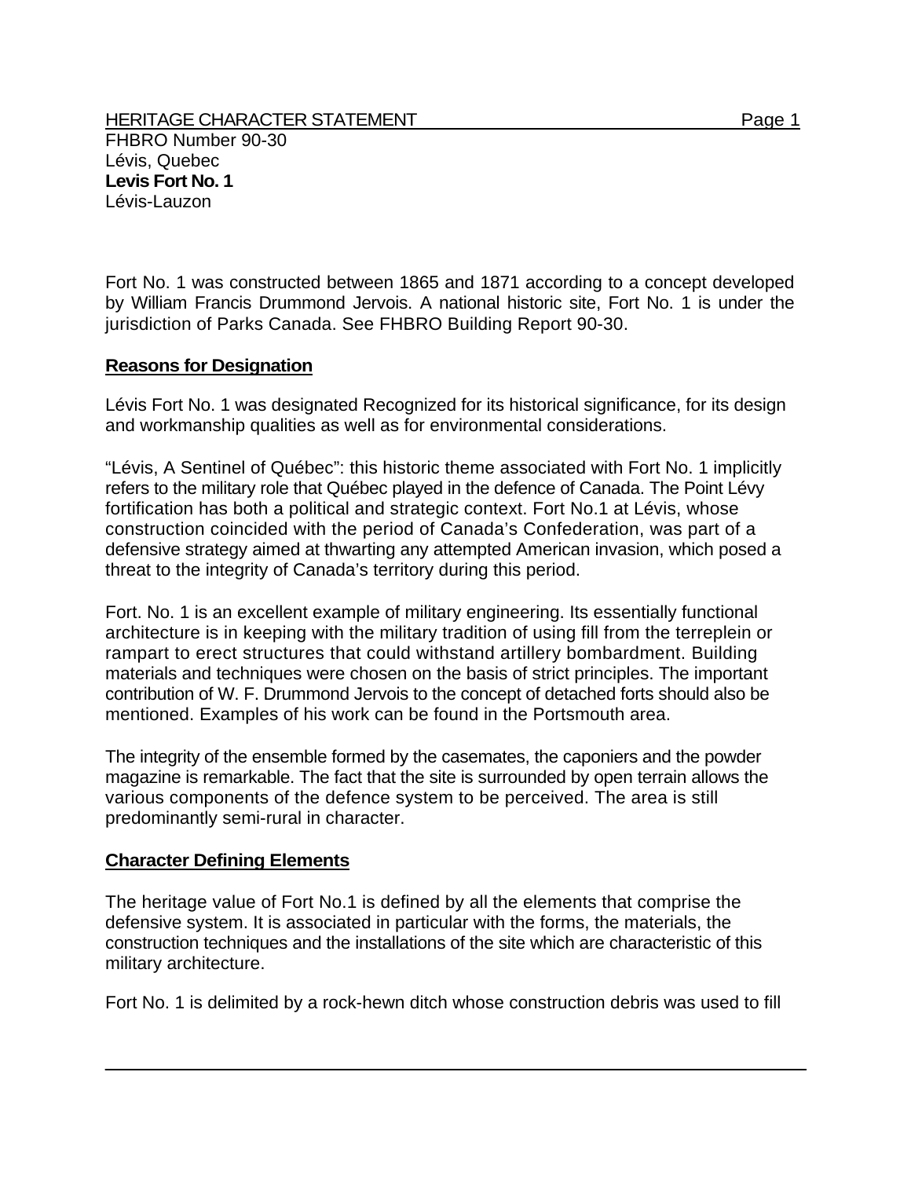HERITAGE CHARACTER STATEMENT

FHBRO Number 90-30
Lévis, Quebec
**Levis Fort No. 1**
Lévis-Lauzon

Fort No. 1 was constructed between 1865 and 1871 according to a concept developed by William Francis Drummond Jervois. A national historic site, Fort No. 1 is under the jurisdiction of Parks Canada. See FHBRO Building Report 90-30.

## Reasons for Designation

Lévis Fort No. 1 was designated Recognized for its historical significance, for its design and workmanship qualities as well as for environmental considerations.

"Lévis, A Sentinel of Québec": this historic theme associated with Fort No. 1 implicitly refers to the military role that Québec played in the defence of Canada. The Point Lévy fortification has both a political and strategic context. Fort No.1 at Lévis, whose construction coincided with the period of Canada's Confederation, was part of a defensive strategy aimed at thwarting any attempted American invasion, which posed a threat to the integrity of Canada's territory during this period.

Fort. No. 1 is an excellent example of military engineering. Its essentially functional architecture is in keeping with the military tradition of using fill from the terreplein or rampart to erect structures that could withstand artillery bombardment. Building materials and techniques were chosen on the basis of strict principles. The important contribution of W. F. Drummond Jervois to the concept of detached forts should also be mentioned. Examples of his work can be found in the Portsmouth area.

The integrity of the ensemble formed by the casemates, the caponiers and the powder magazine is remarkable. The fact that the site is surrounded by open terrain allows the various components of the defence system to be perceived. The area is still predominantly semi-rural in character.

## Character Defining Elements

The heritage value of Fort No.1 is defined by all the elements that comprise the defensive system. It is associated in particular with the forms, the materials, the construction techniques and the installations of the site which are characteristic of this military architecture.

Fort No. 1 is delimited by a rock-hewn ditch whose construction debris was used to fill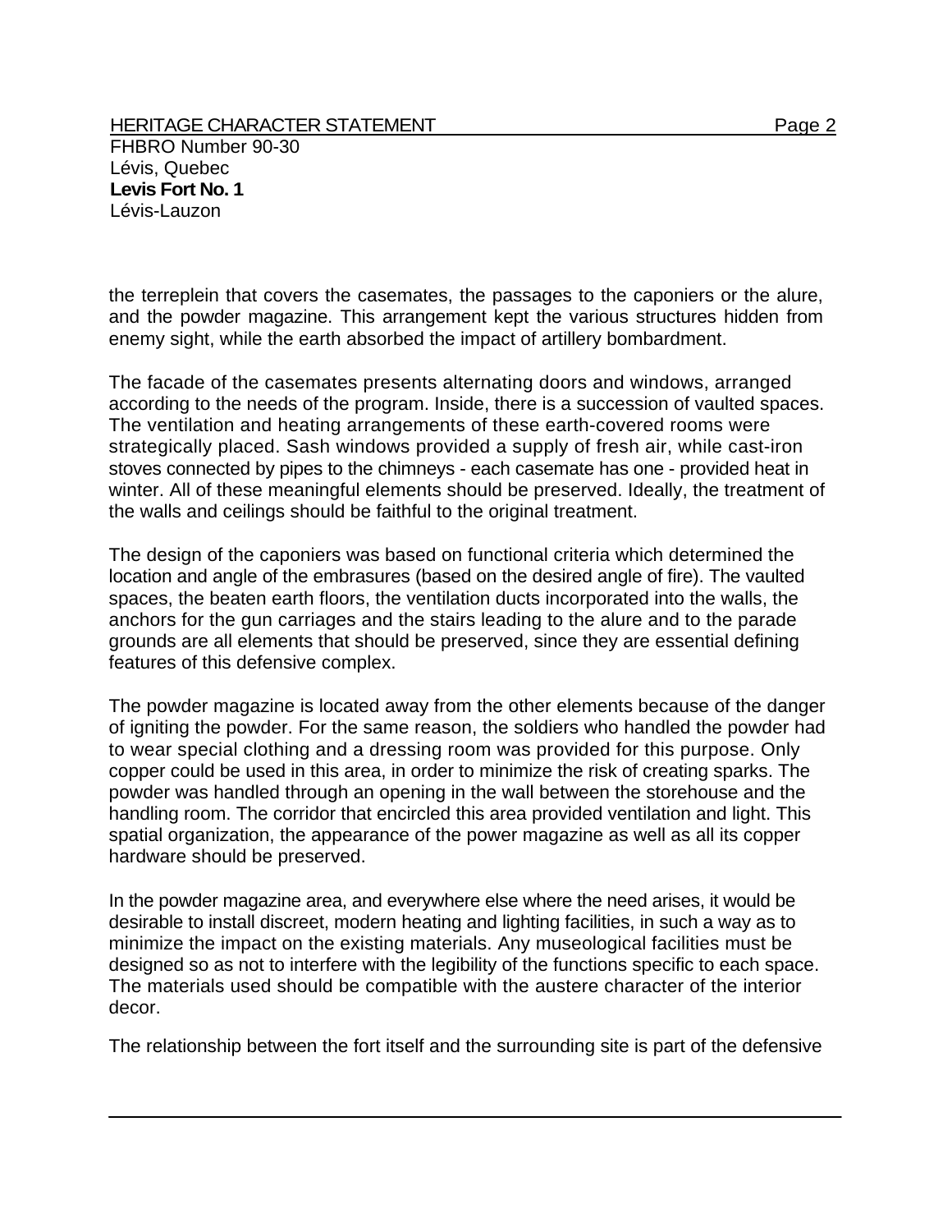the terreplein that covers the casemates, the passages to the caponiers or the alure, and the powder magazine. This arrangement kept the various structures hidden from enemy sight, while the earth absorbed the impact of artillery bombardment.

The facade of the casemates presents alternating doors and windows, arranged according to the needs of the program. Inside, there is a succession of vaulted spaces. The ventilation and heating arrangements of these earth-covered rooms were strategically placed. Sash windows provided a supply of fresh air, while cast-iron stoves connected by pipes to the chimneys - each casemate has one - provided heat in winter. All of these meaningful elements should be preserved. Ideally, the treatment of the walls and ceilings should be faithful to the original treatment.

The design of the caponiers was based on functional criteria which determined the location and angle of the embrasures (based on the desired angle of fire). The vaulted spaces, the beaten earth floors, the ventilation ducts incorporated into the walls, the anchors for the gun carriages and the stairs leading to the alure and to the parade grounds are all elements that should be preserved, since they are essential defining features of this defensive complex.

The powder magazine is located away from the other elements because of the danger of igniting the powder. For the same reason, the soldiers who handled the powder had to wear special clothing and a dressing room was provided for this purpose. Only copper could be used in this area, in order to minimize the risk of creating sparks. The powder was handled through an opening in the wall between the storehouse and the handling room. The corridor that encircled this area provided ventilation and light. This spatial organization, the appearance of the power magazine as well as all its copper hardware should be preserved.

In the powder magazine area, and everywhere else where the need arises, it would be desirable to install discreet, modern heating and lighting facilities, in such a way as to minimize the impact on the existing materials. Any museological facilities must be designed so as not to interfere with the legibility of the functions specific to each space. The materials used should be compatible with the austere character of the interior decor.

The relationship between the fort itself and the surrounding site is part of the defensive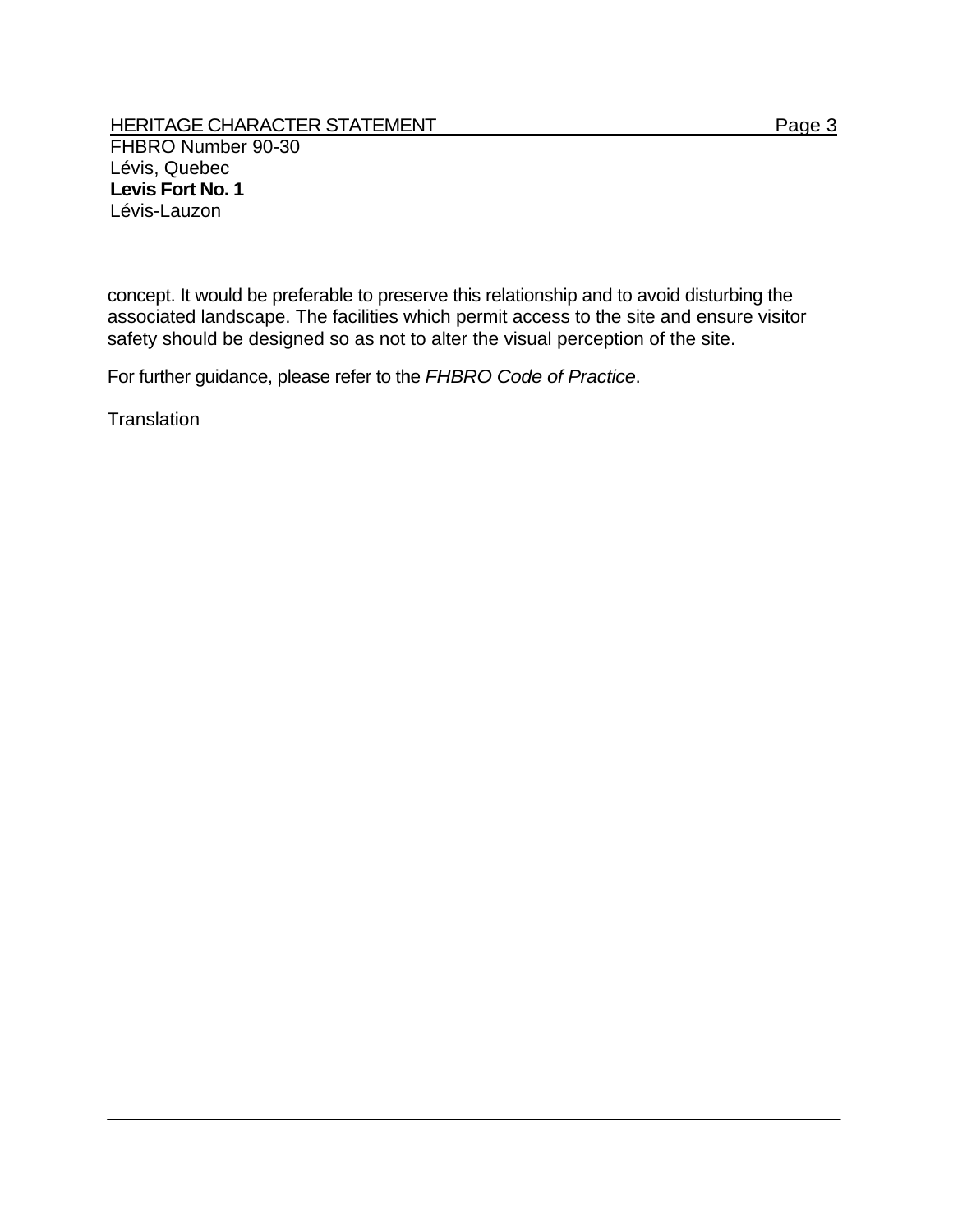concept. It would be preferable to preserve this relationship and to avoid disturbing the associated landscape. The facilities which permit access to the site and ensure visitor safety should be designed so as not to alter the visual perception of the site.

For further guidance, please refer to the *FHBRO Code of Practice*.

Translation